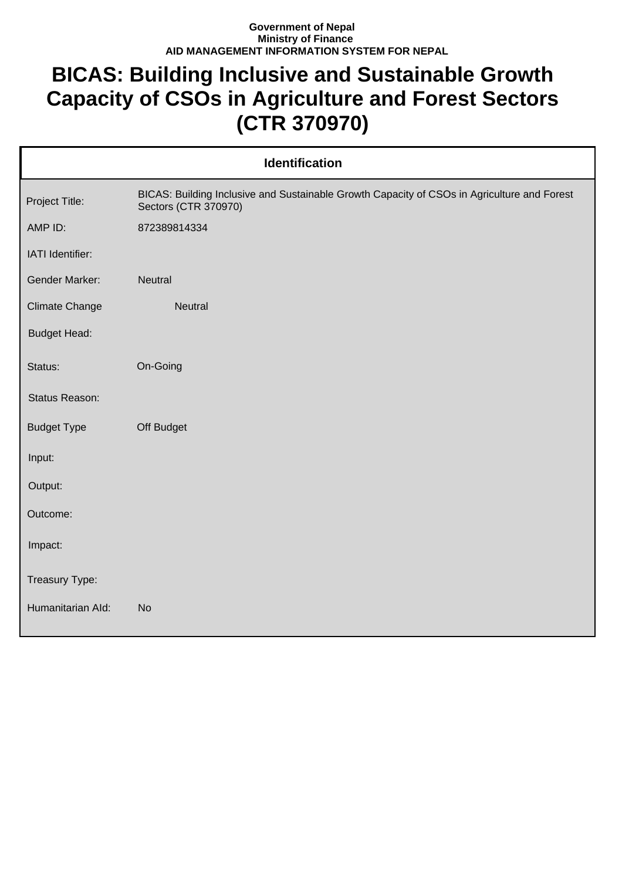**Government of Nepal**
**Ministry of Finance**
**AID MANAGEMENT INFORMATION SYSTEM FOR NEPAL**

# BICAS: Building Inclusive and Sustainable Growth Capacity of CSOs in Agriculture and Forest Sectors (CTR 370970)

| Identification | |
|---|---|
| Project Title: | BICAS: Building Inclusive and Sustainable Growth Capacity of CSOs in Agriculture and Forest Sectors (CTR 370970) |
| AMP ID: | 872389814334 |
| IATI Identifier: | |
| Gender Marker: | Neutral |
| Climate Change | Neutral |
| Budget Head: | |
| Status: | On-Going |
| Status Reason: | |
| Budget Type | Off Budget |
| Input: | |
| Output: | |
| Outcome: | |
| Impact: | |
| Treasury Type: | |
| Humanitarian AId: | No |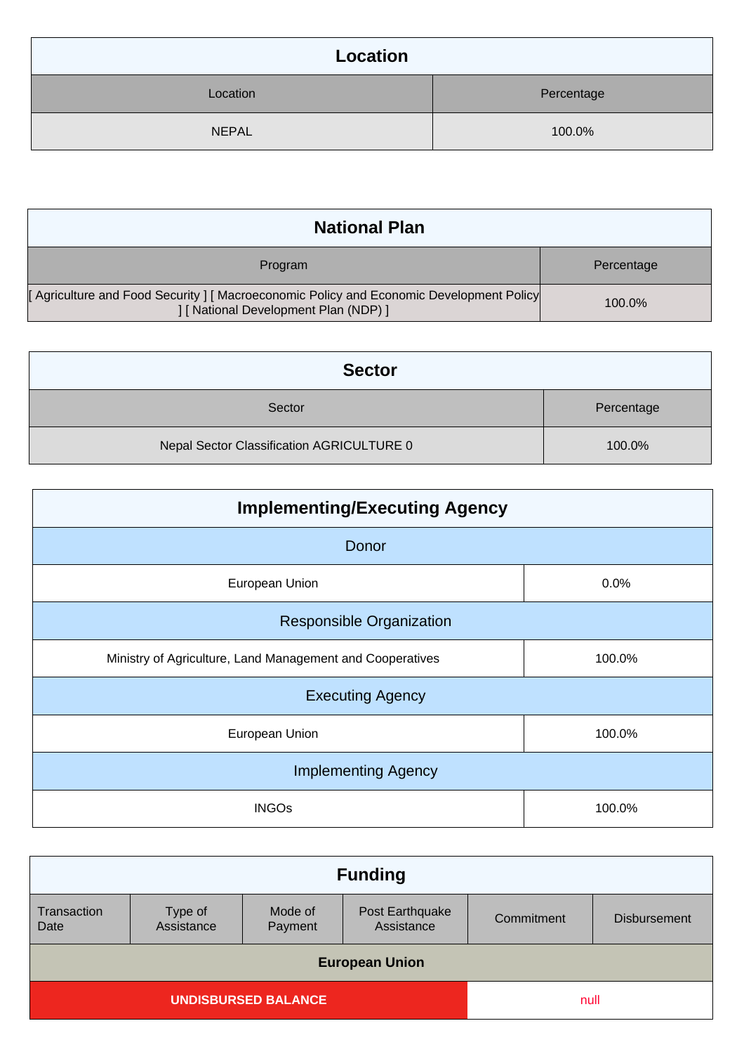## Location

| Location | Percentage |
| --- | --- |
| NEPAL | 100.0% |

## National Plan

| Program | Percentage |
| --- | --- |
| [ Agriculture and Food Security ] [ Macroeconomic Policy and Economic Development Policy ] [ National Development Plan (NDP) ] | 100.0% |

## Sector

| Sector | Percentage |
| --- | --- |
| Nepal Sector Classification AGRICULTURE 0 | 100.0% |

## Implementing/Executing Agency

| Donor | |
| --- | --- |
| European Union | 0.0% |
| **Responsible Organization** | |
| Ministry of Agriculture, Land Management and Cooperatives | 100.0% |
| **Executing Agency** | |
| European Union | 100.0% |
| **Implementing Agency** | |
| INGOs | 100.0% |

## Funding

| Transaction Date | Type of Assistance | Mode of Payment | Post Earthquake Assistance | Commitment | Disbursement |
| --- | --- | --- | --- | --- | --- |
| **European Union** | | | | | |
| **UNDISBURSED BALANCE** | | | | null | |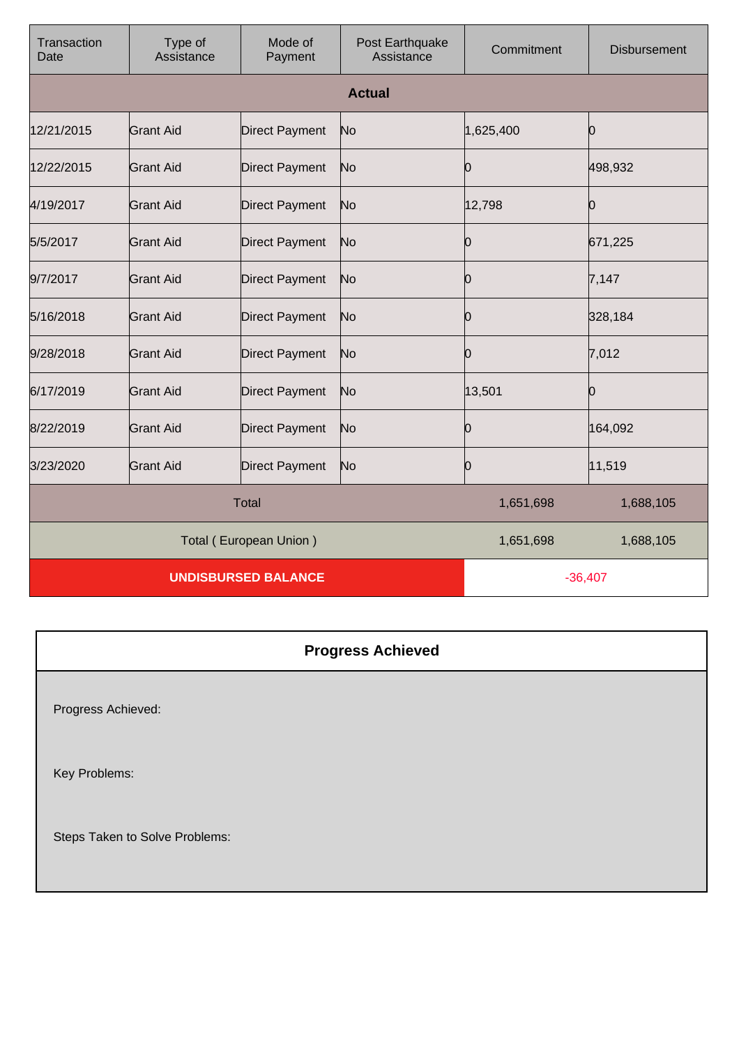| Transaction Date | Type of Assistance | Mode of Payment | Post Earthquake Assistance | Commitment | Disbursement |
|---|---|---|---|---|---|
| **Actual** | | | | | |
| 12/21/2015 | Grant Aid | Direct Payment | No | 1,625,400 | 0 |
| 12/22/2015 | Grant Aid | Direct Payment | No | 0 | 498,932 |
| 4/19/2017 | Grant Aid | Direct Payment | No | 12,798 | 0 |
| 5/5/2017 | Grant Aid | Direct Payment | No | 0 | 671,225 |
| 9/7/2017 | Grant Aid | Direct Payment | No | 0 | 7,147 |
| 5/16/2018 | Grant Aid | Direct Payment | No | 0 | 328,184 |
| 9/28/2018 | Grant Aid | Direct Payment | No | 0 | 7,012 |
| 6/17/2019 | Grant Aid | Direct Payment | No | 13,501 | 0 |
| 8/22/2019 | Grant Aid | Direct Payment | No | 0 | 164,092 |
| 3/23/2020 | Grant Aid | Direct Payment | No | 0 | 11,519 |
| Total | | | | 1,651,698 | 1,688,105 |
| Total ( European Union ) | | | | 1,651,698 | 1,688,105 |
| **UNDISBURSED BALANCE** | | | | -36,407 | |

| Progress Achieved |
|---|
| Progress Achieved: |
| Key Problems: |
| Steps Taken to Solve Problems: |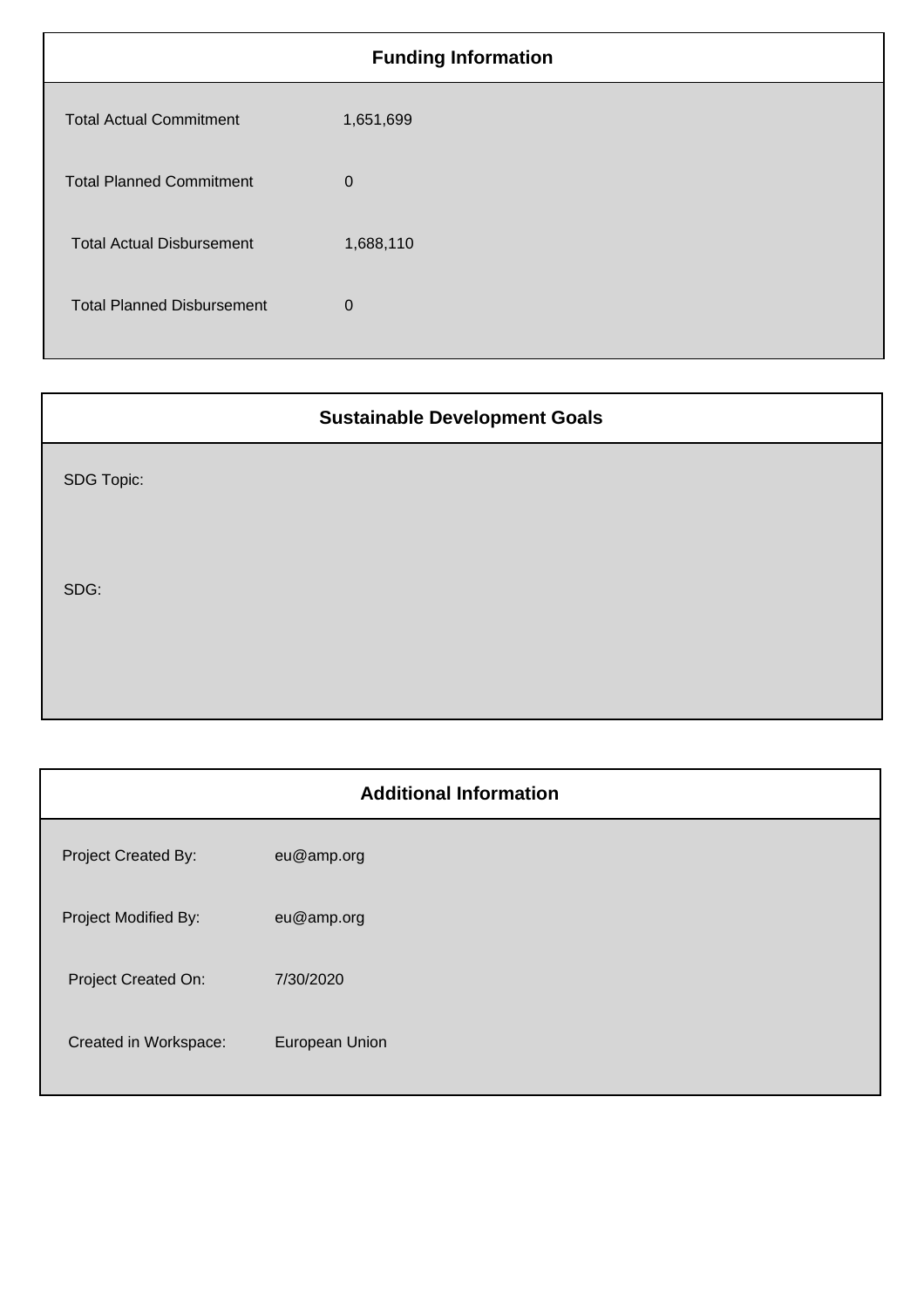## Funding Information

| | |
|---|---|
| Total Actual Commitment | 1,651,699 |
| Total Planned Commitment | 0 |
| Total Actual Disbursement | 1,688,110 |
| Total Planned Disbursement | 0 |

## Sustainable Development Goals

SDG Topic:

SDG:

## Additional Information

| | |
|---|---|
| Project Created By: | eu@amp.org |
| Project Modified By: | eu@amp.org |
| Project Created On: | 7/30/2020 |
| Created in Workspace: | European Union |